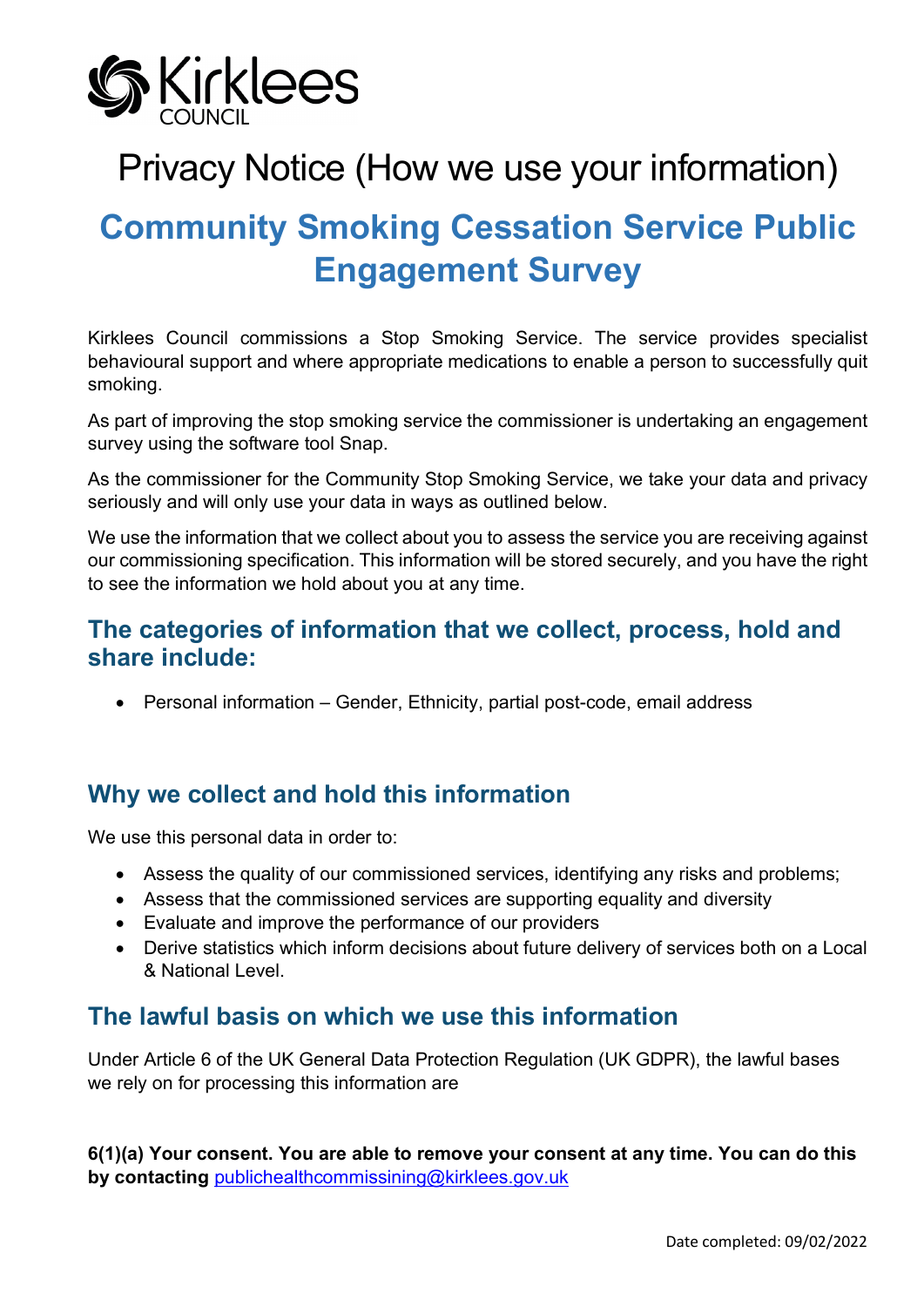Kirklees COUNCIL

# Privacy Notice (How we use your information)

# Community Smoking Cessation Service Public Engagement Survey

Kirklees Council commissions a Stop Smoking Service. The service provides specialist behavioural support and where appropriate medications to enable a person to successfully quit smoking.

As part of improving the stop smoking service the commissioner is undertaking an engagement survey using the software tool Snap.

As the commissioner for the Community Stop Smoking Service, we take your data and privacy seriously and will only use your data in ways as outlined below.

We use the information that we collect about you to assess the service you are receiving against our commissioning specification. This information will be stored securely, and you have the right to see the information we hold about you at any time.

## The categories of information that we collect, process, hold and share include:

- Personal information – Gender, Ethnicity, partial post-code, email address

## Why we collect and hold this information

We use this personal data in order to:

- Assess the quality of our commissioned services, identifying any risks and problems;
- Assess that the commissioned services are supporting equality and diversity
- Evaluate and improve the performance of our providers
- Derive statistics which inform decisions about future delivery of services both on a Local & National Level.

## The lawful basis on which we use this information

Under Article 6 of the UK General Data Protection Regulation (UK GDPR), the lawful bases we rely on for processing this information are

**6(1)(a) Your consent. You are able to remove your consent at any time. You can do this by contacting** publichealthcommissining@kirklees.gov.uk

Date completed: 09/02/2022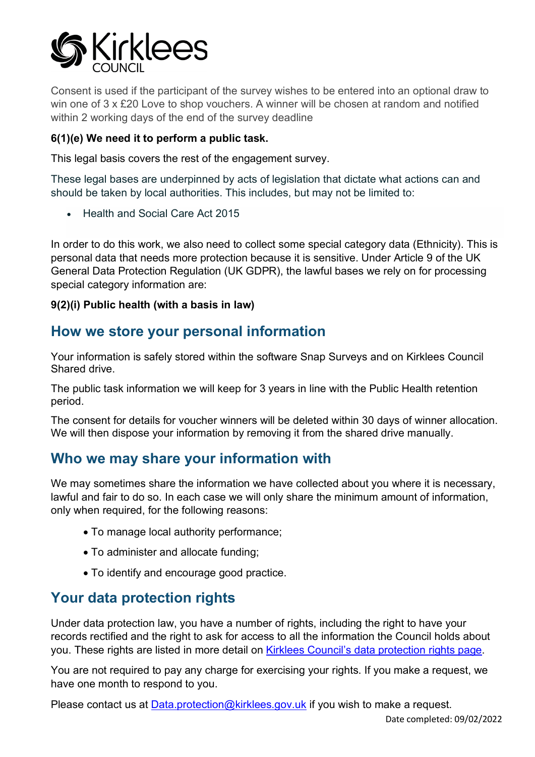Consent is used if the participant of the survey wishes to be entered into an optional draw to win one of 3 x £20 Love to shop vouchers. A winner will be chosen at random and notified within 2 working days of the end of the survey deadline

**6(1)(e) We need it to perform a public task.**

This legal basis covers the rest of the engagement survey.

These legal bases are underpinned by acts of legislation that dictate what actions can and should be taken by local authorities. This includes, but may not be limited to:

- Health and Social Care Act 2015

In order to do this work, we also need to collect some special category data (Ethnicity). This is personal data that needs more protection because it is sensitive. Under Article 9 of the UK General Data Protection Regulation (UK GDPR), the lawful bases we rely on for processing special category information are:

**9(2)(i) Public health (with a basis in law)**

## How we store your personal information

Your information is safely stored within the software Snap Surveys and on Kirklees Council Shared drive.

The public task information we will keep for 3 years in line with the Public Health retention period.

The consent for details for voucher winners will be deleted within 30 days of winner allocation. We will then dispose your information by removing it from the shared drive manually.

## Who we may share your information with

We may sometimes share the information we have collected about you where it is necessary, lawful and fair to do so. In each case we will only share the minimum amount of information, only when required, for the following reasons:

- To manage local authority performance;
- To administer and allocate funding;
- To identify and encourage good practice.

## Your data protection rights

Under data protection law, you have a number of rights, including the right to have your records rectified and the right to ask for access to all the information the Council holds about you. These rights are listed in more detail on Kirklees Council's data protection rights page.

You are not required to pay any charge for exercising your rights. If you make a request, we have one month to respond to you.

Please contact us at Data.protection@kirklees.gov.uk if you wish to make a request.

Date completed: 09/02/2022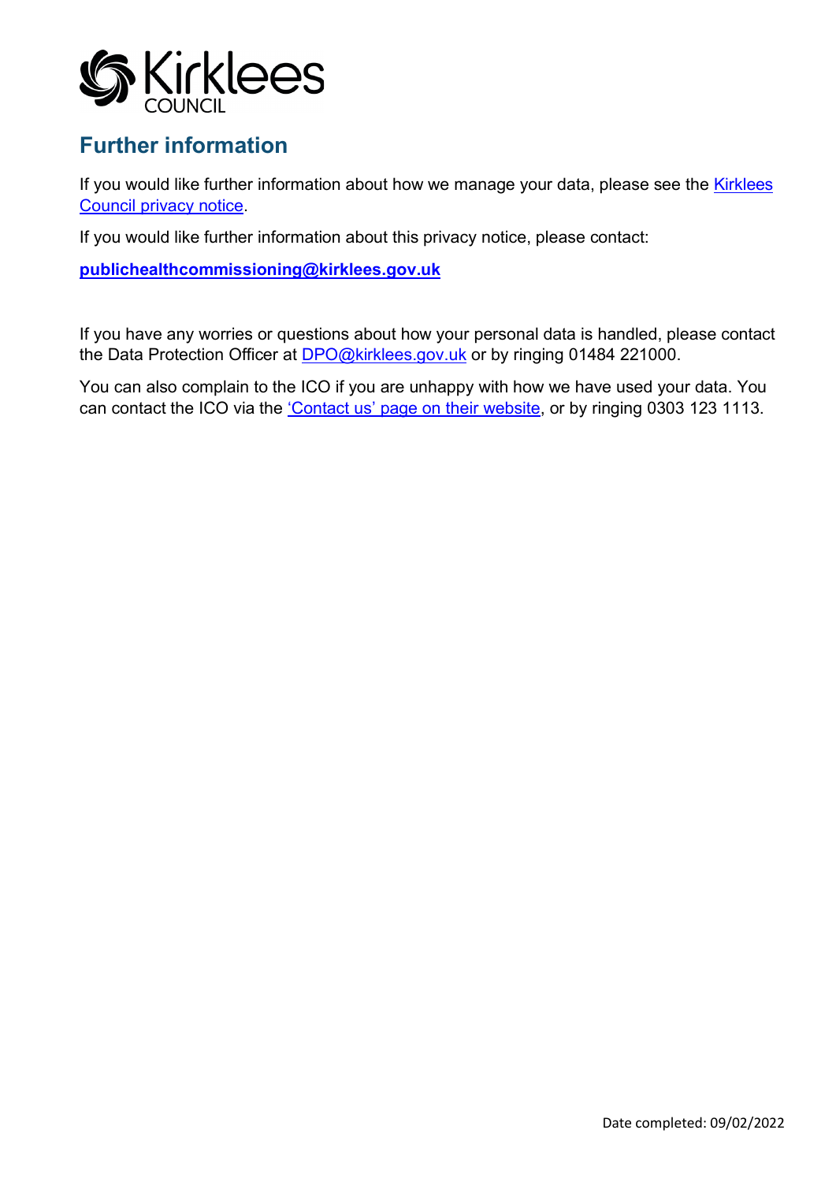## Further information

If you would like further information about how we manage your data, please see the Kirklees Council privacy notice.

If you would like further information about this privacy notice, please contact:

**publichealthcommissioning@kirklees.gov.uk**

If you have any worries or questions about how your personal data is handled, please contact the Data Protection Officer at DPO@kirklees.gov.uk or by ringing 01484 221000.

You can also complain to the ICO if you are unhappy with how we have used your data. You can contact the ICO via the 'Contact us' page on their website, or by ringing 0303 123 1113.

Date completed: 09/02/2022